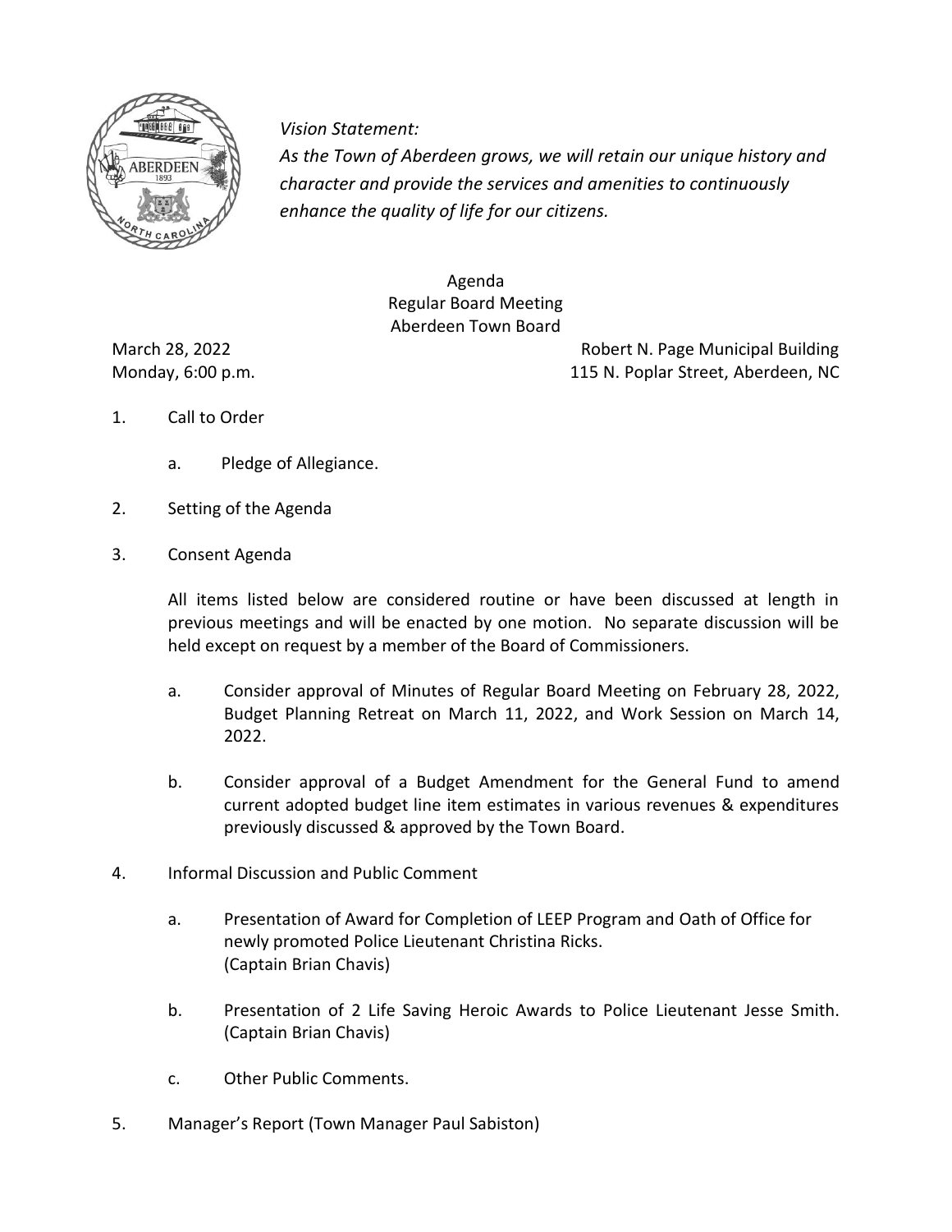*Vision Statement:*
*As the Town of Aberdeen grows, we will retain our unique history and character and provide the services and amenities to continuously enhance the quality of life for our citizens.*

# Agenda
## Regular Board Meeting
## Aberdeen Town Board

March 28, 2022 — Robert N. Page Municipal Building
Monday, 6:00 p.m. — 115 N. Poplar Street, Aberdeen, NC

1. Call to Order

    a. Pledge of Allegiance.

2. Setting of the Agenda

3. Consent Agenda

    All items listed below are considered routine or have been discussed at length in previous meetings and will be enacted by one motion. No separate discussion will be held except on request by a member of the Board of Commissioners.

    a. Consider approval of Minutes of Regular Board Meeting on February 28, 2022, Budget Planning Retreat on March 11, 2022, and Work Session on March 14, 2022.

    b. Consider approval of a Budget Amendment for the General Fund to amend current adopted budget line item estimates in various revenues & expenditures previously discussed & approved by the Town Board.

4. Informal Discussion and Public Comment

    a. Presentation of Award for Completion of LEEP Program and Oath of Office for newly promoted Police Lieutenant Christina Ricks. (Captain Brian Chavis)

    b. Presentation of 2 Life Saving Heroic Awards to Police Lieutenant Jesse Smith. (Captain Brian Chavis)

    c. Other Public Comments.

5. Manager's Report (Town Manager Paul Sabiston)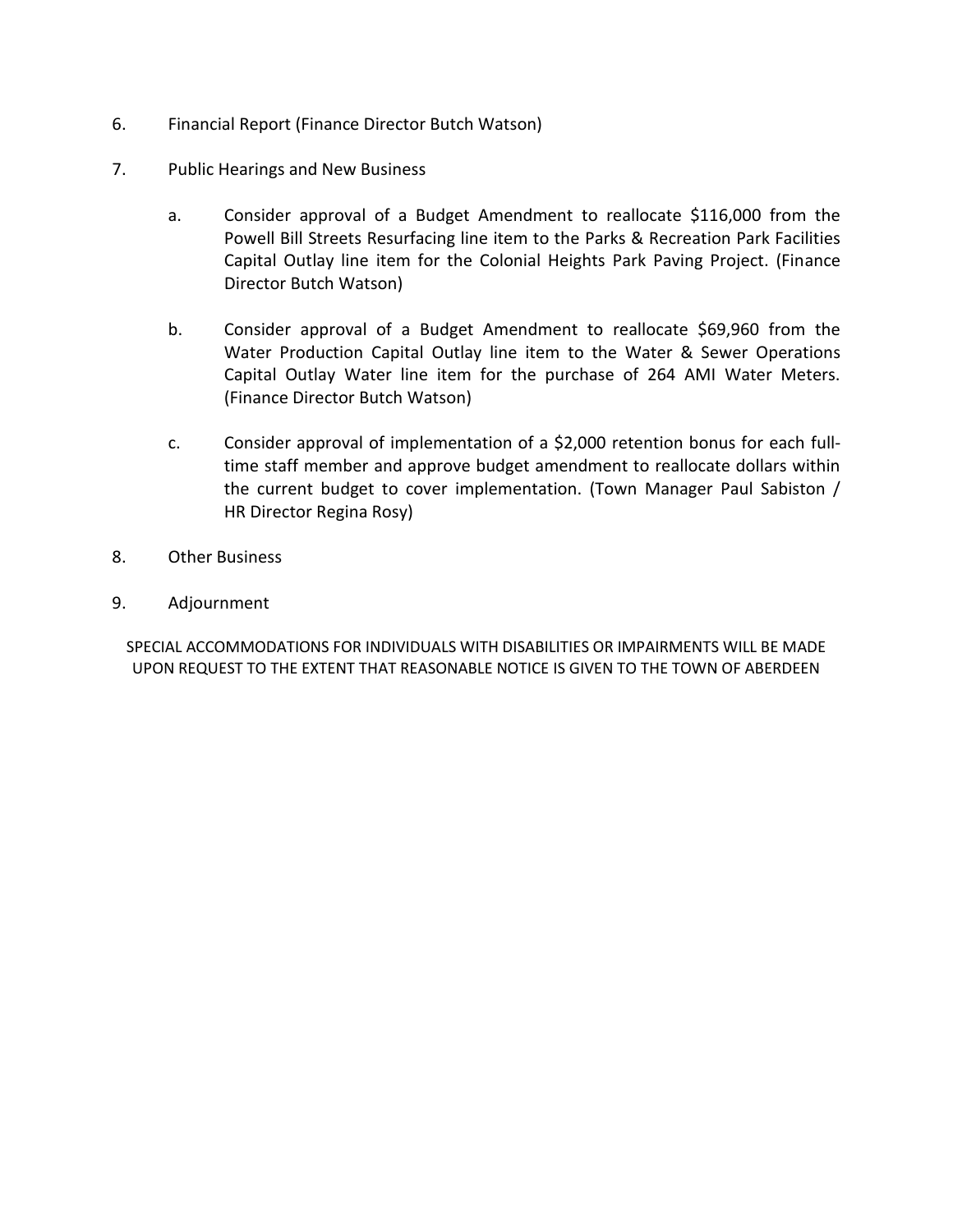6. Financial Report (Finance Director Butch Watson)

7. Public Hearings and New Business

   a. Consider approval of a Budget Amendment to reallocate $116,000 from the Powell Bill Streets Resurfacing line item to the Parks & Recreation Park Facilities Capital Outlay line item for the Colonial Heights Park Paving Project. (Finance Director Butch Watson)

   b. Consider approval of a Budget Amendment to reallocate $69,960 from the Water Production Capital Outlay line item to the Water & Sewer Operations Capital Outlay Water line item for the purchase of 264 AMI Water Meters. (Finance Director Butch Watson)

   c. Consider approval of implementation of a $2,000 retention bonus for each full-time staff member and approve budget amendment to reallocate dollars within the current budget to cover implementation. (Town Manager Paul Sabiston / HR Director Regina Rosy)

8. Other Business

9. Adjournment

SPECIAL ACCOMMODATIONS FOR INDIVIDUALS WITH DISABILITIES OR IMPAIRMENTS WILL BE MADE UPON REQUEST TO THE EXTENT THAT REASONABLE NOTICE IS GIVEN TO THE TOWN OF ABERDEEN